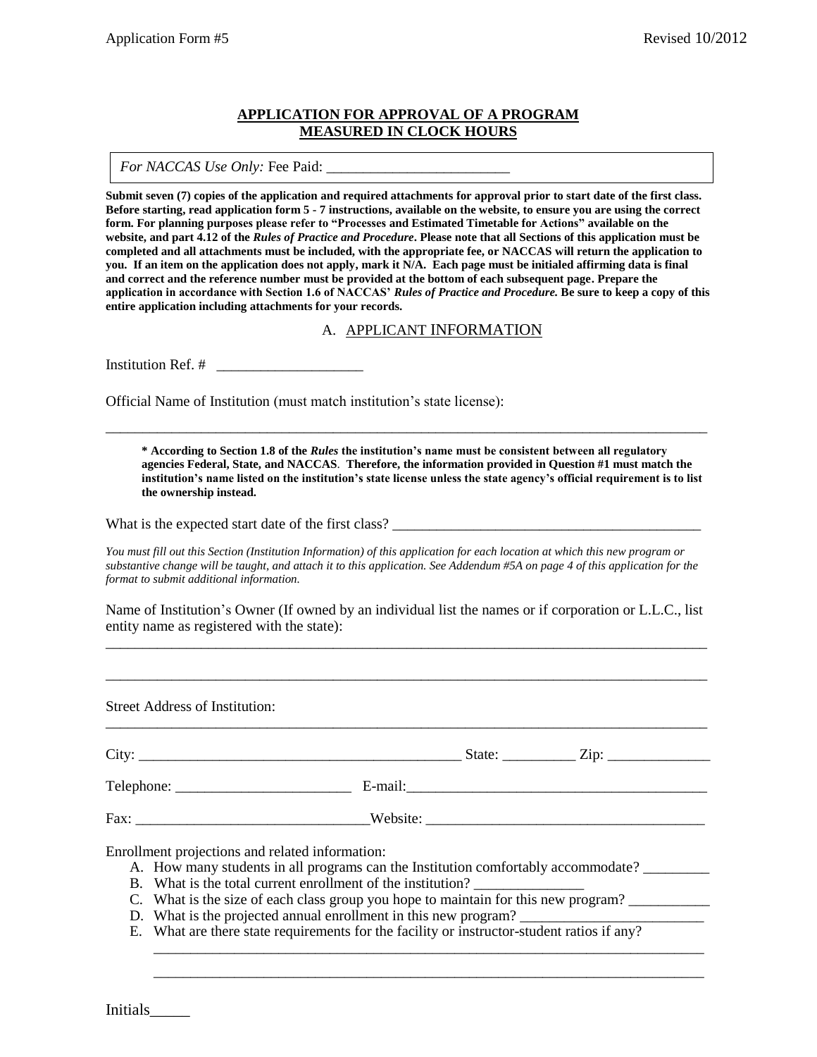## APPLICATION FOR APPROVAL OF A PROGRAM MEASURED IN CLOCK HOURS

*For NACCAS Use Only:* Fee Paid: ________________________

**Submit seven (7) copies of the application and required attachments for approval prior to start date of the first class. Before starting, read application form 5 - 7 instructions, available on the website, to ensure you are using the correct form. For planning purposes please refer to "Processes and Estimated Timetable for Actions" available on the website, and part 4.12 of the *Rules of Practice and Procedure*. Please note that all Sections of this application must be completed and all attachments must be included, with the appropriate fee, or NACCAS will return the application to you. If an item on the application does not apply, mark it N/A. Each page must be initialed affirming data is final and correct and the reference number must be provided at the bottom of each subsequent page. Prepare the application in accordance with Section 1.6 of NACCAS' *Rules of Practice and Procedure.* Be sure to keep a copy of this entire application including attachments for your records.**

### A. APPLICANT INFORMATION

Institution Ref. # ___________________

Official Name of Institution (must match institution's state license):

_______________________________________________________________________________

**\* According to Section 1.8 of the *Rules* the institution's name must be consistent between all regulatory agencies Federal, State, and NACCAS. Therefore, the information provided in Question #1 must match the institution's name listed on the institution's state license unless the state agency's official requirement is to list the ownership instead.**

What is the expected start date of the first class? _________________________________________

*You must fill out this Section (Institution Information) of this application for each location at which this new program or substantive change will be taught, and attach it to this application. See Addendum #5A on page 4 of this application for the format to submit additional information.*

Name of Institution's Owner (If owned by an individual list the names or if corporation or L.L.C., list entity name as registered with the state):

_______________________________________________________________________________

_______________________________________________________________________________

Street Address of Institution:

_______________________________________________________________________________

City: ____________________________________________ State: __________ Zip: ______________

Telephone: _______________________ E-mail:_________________________________________

Fax: ______________________________Website: ____________________________________

Enrollment projections and related information:

A. How many students in all programs can the Institution comfortably accommodate? _________
B. What is the total current enrollment of the institution? _______________
C. What is the size of each class group you hope to maintain for this new program? ___________
D. What is the projected annual enrollment in this new program? _________________________
E. What are there state requirements for the facility or instructor-student ratios if any?

   ___________________________________________________________________________

   ___________________________________________________________________________

Initials_____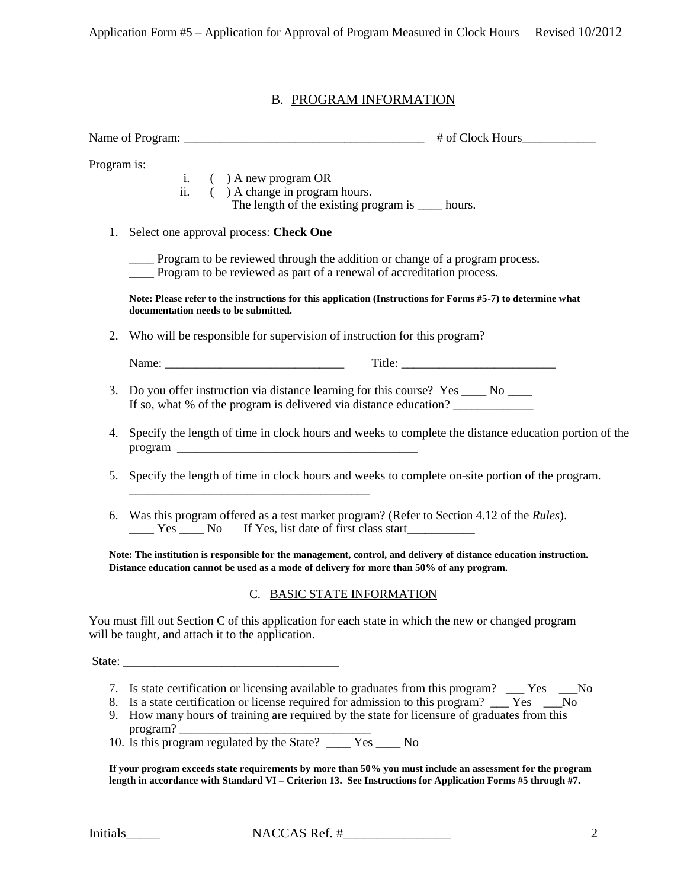## B. PROGRAM INFORMATION

Name of Program: ________________________________________ # of Clock Hours____________

Program is:

i. ( ) A new program OR
ii. ( ) A change in program hours.
The length of the existing program is ____ hours.

1. Select one approval process: **Check One**

   ____ Program to be reviewed through the addition or change of a program process.
   ____ Program to be reviewed as part of a renewal of accreditation process.

   **Note: Please refer to the instructions for this application (Instructions for Forms #5-7) to determine what documentation needs to be submitted.**

2. Who will be responsible for supervision of instruction for this program?

   Name: _____________________________ Title: _________________________

3. Do you offer instruction via distance learning for this course? Yes ____ No ____
   If so, what % of the program is delivered via distance education? _____________

4. Specify the length of time in clock hours and weeks to complete the distance education portion of the program _______________________________________

5. Specify the length of time in clock hours and weeks to complete on-site portion of the program.
   _______________________________________

6. Was this program offered as a test market program? (Refer to Section 4.12 of the *Rules*).
   ____ Yes ____ No If Yes, list date of first class start___________

**Note: The institution is responsible for the management, control, and delivery of distance education instruction. Distance education cannot be used as a mode of delivery for more than 50% of any program.**

## C. BASIC STATE INFORMATION

You must fill out Section C of this application for each state in which the new or changed program will be taught, and attach it to the application.

State: __________________________________

7. Is state certification or licensing available to graduates from this program? ___ Yes ___No
8. Is a state certification or license required for admission to this program? ___ Yes ___No
9. How many hours of training are required by the state for licensure of graduates from this program? ______________________________
10. Is this program regulated by the State? ____ Yes ____ No

**If your program exceeds state requirements by more than 50% you must include an assessment for the program length in accordance with Standard VI – Criterion 13. See Instructions for Application Forms #5 through #7.**

Initials_____ NACCAS Ref. #________________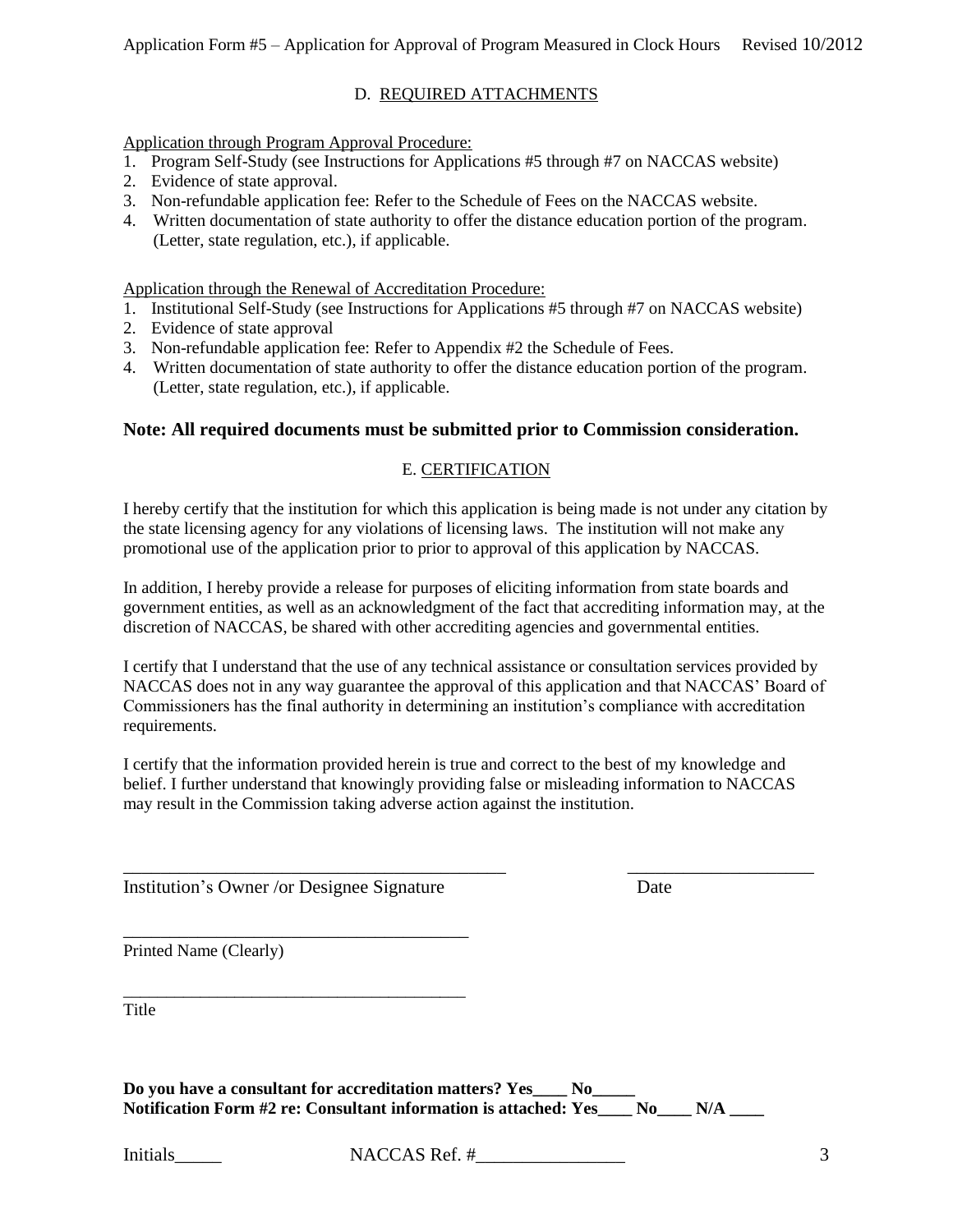## D. REQUIRED ATTACHMENTS

Application through Program Approval Procedure:

1. Program Self-Study (see Instructions for Applications #5 through #7 on NACCAS website)
2. Evidence of state approval.
3. Non-refundable application fee: Refer to the Schedule of Fees on the NACCAS website.
4. Written documentation of state authority to offer the distance education portion of the program. (Letter, state regulation, etc.), if applicable.

Application through the Renewal of Accreditation Procedure:

1. Institutional Self-Study (see Instructions for Applications #5 through #7 on NACCAS website)
2. Evidence of state approval
3. Non-refundable application fee: Refer to Appendix #2 the Schedule of Fees.
4. Written documentation of state authority to offer the distance education portion of the program. (Letter, state regulation, etc.), if applicable.

**Note: All required documents must be submitted prior to Commission consideration.**

## E. CERTIFICATION

I hereby certify that the institution for which this application is being made is not under any citation by the state licensing agency for any violations of licensing laws. The institution will not make any promotional use of the application prior to prior to approval of this application by NACCAS.

In addition, I hereby provide a release for purposes of eliciting information from state boards and government entities, as well as an acknowledgment of the fact that accrediting information may, at the discretion of NACCAS, be shared with other accrediting agencies and governmental entities.

I certify that I understand that the use of any technical assistance or consultation services provided by NACCAS does not in any way guarantee the approval of this application and that NACCAS' Board of Commissioners has the final authority in determining an institution's compliance with accreditation requirements.

I certify that the information provided herein is true and correct to the best of my knowledge and belief. I further understand that knowingly providing false or misleading information to NACCAS may result in the Commission taking adverse action against the institution.

_____________________________________________ ____________________

Institution's Owner /or Designee Signature Date

________________________________________

Printed Name (Clearly)

________________________________________

Title

**Do you have a consultant for accreditation matters? Yes____ No_____**
**Notification Form #2 re: Consultant information is attached: Yes____ No____ N/A ____**

Initials_____ NACCAS Ref. #________________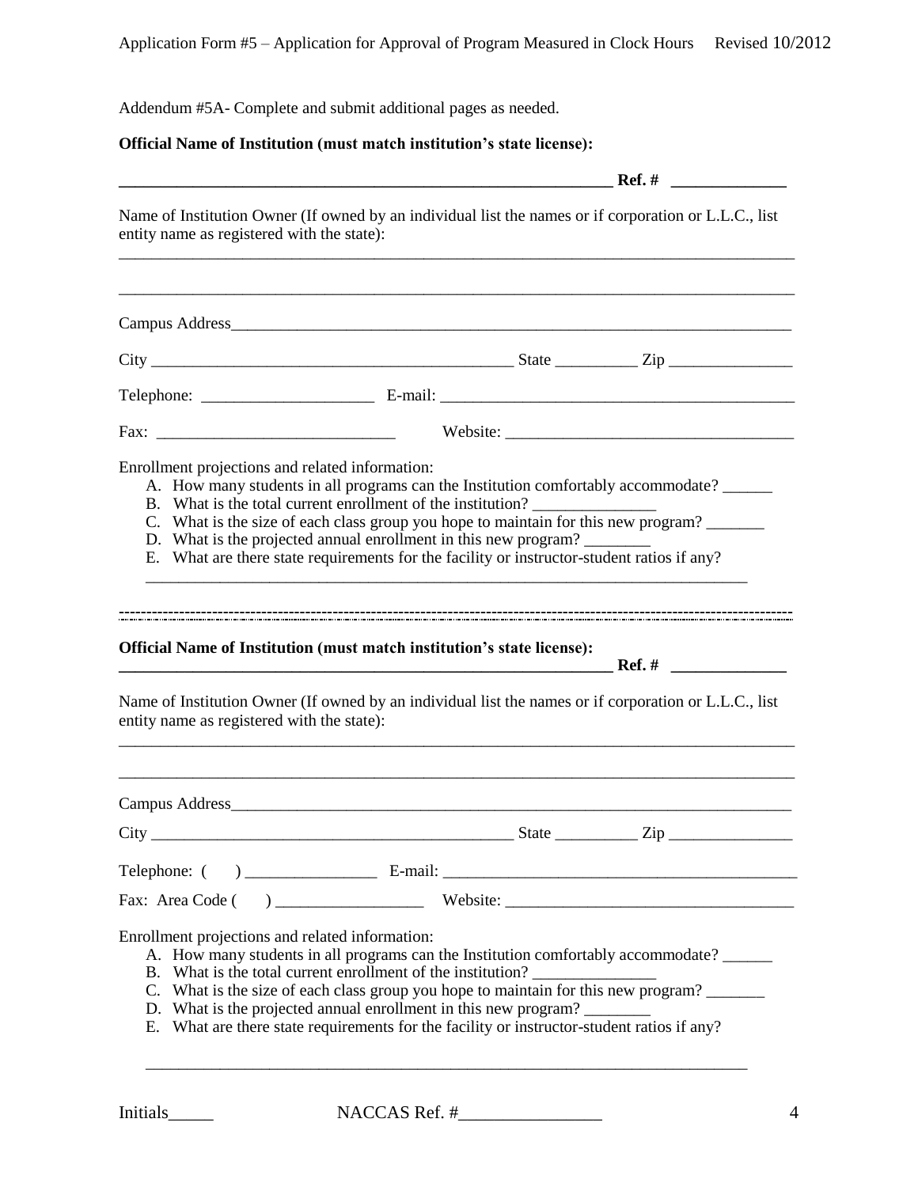Addendum #5A- Complete and submit additional pages as needed.

**Official Name of Institution (must match institution's state license):**

**_______________________________________________________________ Ref. # ______________**

Name of Institution Owner (If owned by an individual list the names or if corporation or L.L.C., list entity name as registered with the state):

_____________________________________________________________________________________

_____________________________________________________________________________________

Campus Address_______________________________________________________________________

City _____________________________________________ State __________ Zip _______________

Telephone: _____________________ E-mail: ____________________________________________

Fax: _____________________________ Website: ___________________________________

Enrollment projections and related information:

A. How many students in all programs can the Institution comfortably accommodate? ______
B. What is the total current enrollment of the institution? _______________
C. What is the size of each class group you hope to maintain for this new program? _______
D. What is the projected annual enrollment in this new program? ________
E. What are there state requirements for the facility or instructor-student ratios if any?

____________________________________________________________________________

---

**Official Name of Institution (must match institution's state license):**

**_______________________________________________________________ Ref. # ______________**

Name of Institution Owner (If owned by an individual list the names or if corporation or L.L.C., list entity name as registered with the state):

_____________________________________________________________________________________

_____________________________________________________________________________________

Campus Address_______________________________________________________________________

City _____________________________________________ State __________ Zip _______________

Telephone: (     ) ________________ E-mail: ____________________________________________

Fax: Area Code (     ) __________________ Website: ___________________________________

Enrollment projections and related information:

A. How many students in all programs can the Institution comfortably accommodate? ______
B. What is the total current enrollment of the institution? _______________
C. What is the size of each class group you hope to maintain for this new program? _______
D. What is the projected annual enrollment in this new program? ________
E. What are there state requirements for the facility or instructor-student ratios if any?

____________________________________________________________________________

Initials_____ NACCAS Ref. #________________